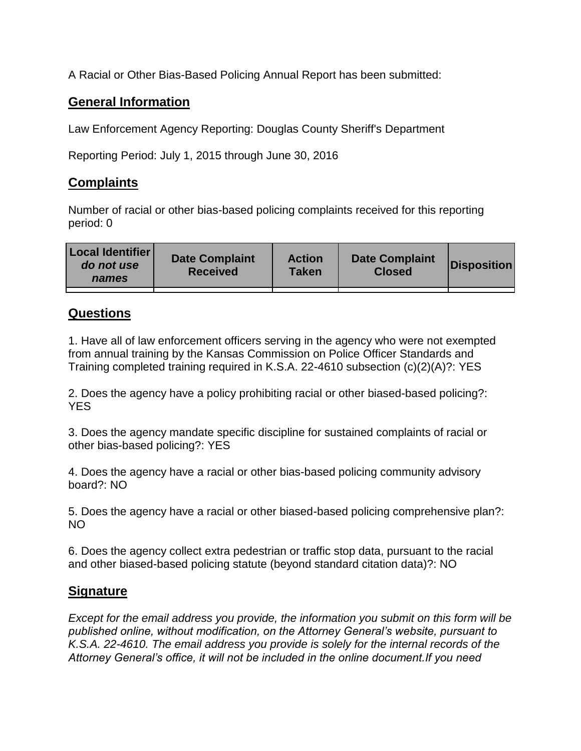A Racial or Other Bias-Based Policing Annual Report has been submitted:

## General Information

Law Enforcement Agency Reporting: Douglas County Sheriff's Department

Reporting Period: July 1, 2015 through June 30, 2016

## Complaints

Number of racial or other bias-based policing complaints received for this reporting period: 0

| **Local Identifier** ***do not use names*** | **Date Complaint Received** | **Action Taken** | **Date Complaint Closed** | **Disposition** |
|---|---|---|---|---|
| | | | | |

## Questions

1. Have all of law enforcement officers serving in the agency who were not exempted from annual training by the Kansas Commission on Police Officer Standards and Training completed training required in K.S.A. 22-4610 subsection (c)(2)(A)?: YES

2. Does the agency have a policy prohibiting racial or other biased-based policing?: YES

3. Does the agency mandate specific discipline for sustained complaints of racial or other bias-based policing?: YES

4. Does the agency have a racial or other bias-based policing community advisory board?: NO

5. Does the agency have a racial or other biased-based policing comprehensive plan?: NO

6. Does the agency collect extra pedestrian or traffic stop data, pursuant to the racial and other biased-based policing statute (beyond standard citation data)?: NO

## Signature

*Except for the email address you provide, the information you submit on this form will be published online, without modification, on the Attorney General's website, pursuant to K.S.A. 22-4610. The email address you provide is solely for the internal records of the Attorney General's office, it will not be included in the online document.If you need*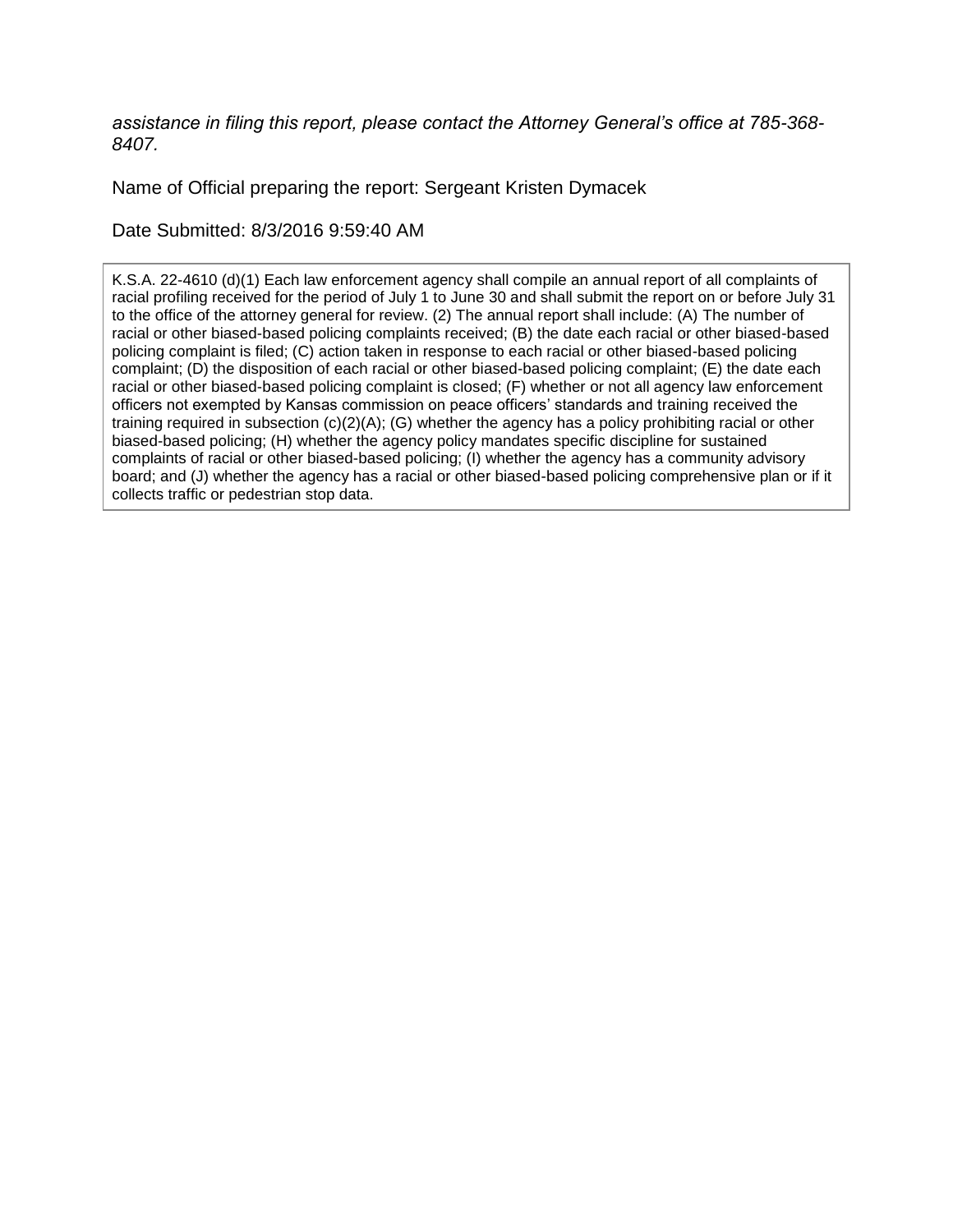*assistance in filing this report, please contact the Attorney General's office at 785-368-8407.*

Name of Official preparing the report: Sergeant Kristen Dymacek

Date Submitted: 8/3/2016 9:59:40 AM

K.S.A. 22-4610 (d)(1) Each law enforcement agency shall compile an annual report of all complaints of racial profiling received for the period of July 1 to June 30 and shall submit the report on or before July 31 to the office of the attorney general for review. (2) The annual report shall include: (A) The number of racial or other biased-based policing complaints received; (B) the date each racial or other biased-based policing complaint is filed; (C) action taken in response to each racial or other biased-based policing complaint; (D) the disposition of each racial or other biased-based policing complaint; (E) the date each racial or other biased-based policing complaint is closed; (F) whether or not all agency law enforcement officers not exempted by Kansas commission on peace officers' standards and training received the training required in subsection (c)(2)(A); (G) whether the agency has a policy prohibiting racial or other biased-based policing; (H) whether the agency policy mandates specific discipline for sustained complaints of racial or other biased-based policing; (I) whether the agency has a community advisory board; and (J) whether the agency has a racial or other biased-based policing comprehensive plan or if it collects traffic or pedestrian stop data.